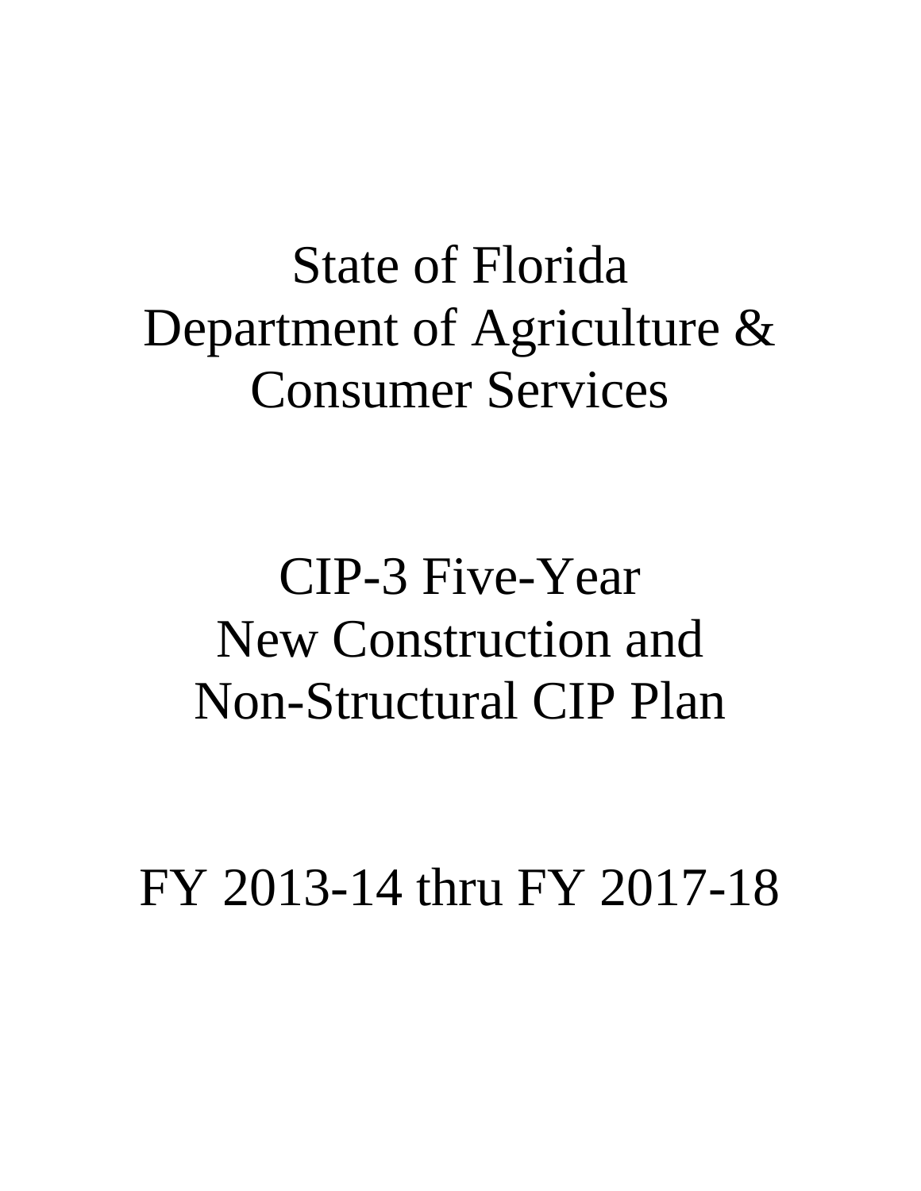# State of Florida
# Department of Agriculture & Consumer Services

# CIP-3 Five-Year
# New Construction and Non-Structural CIP Plan

# FY 2013-14 thru FY 2017-18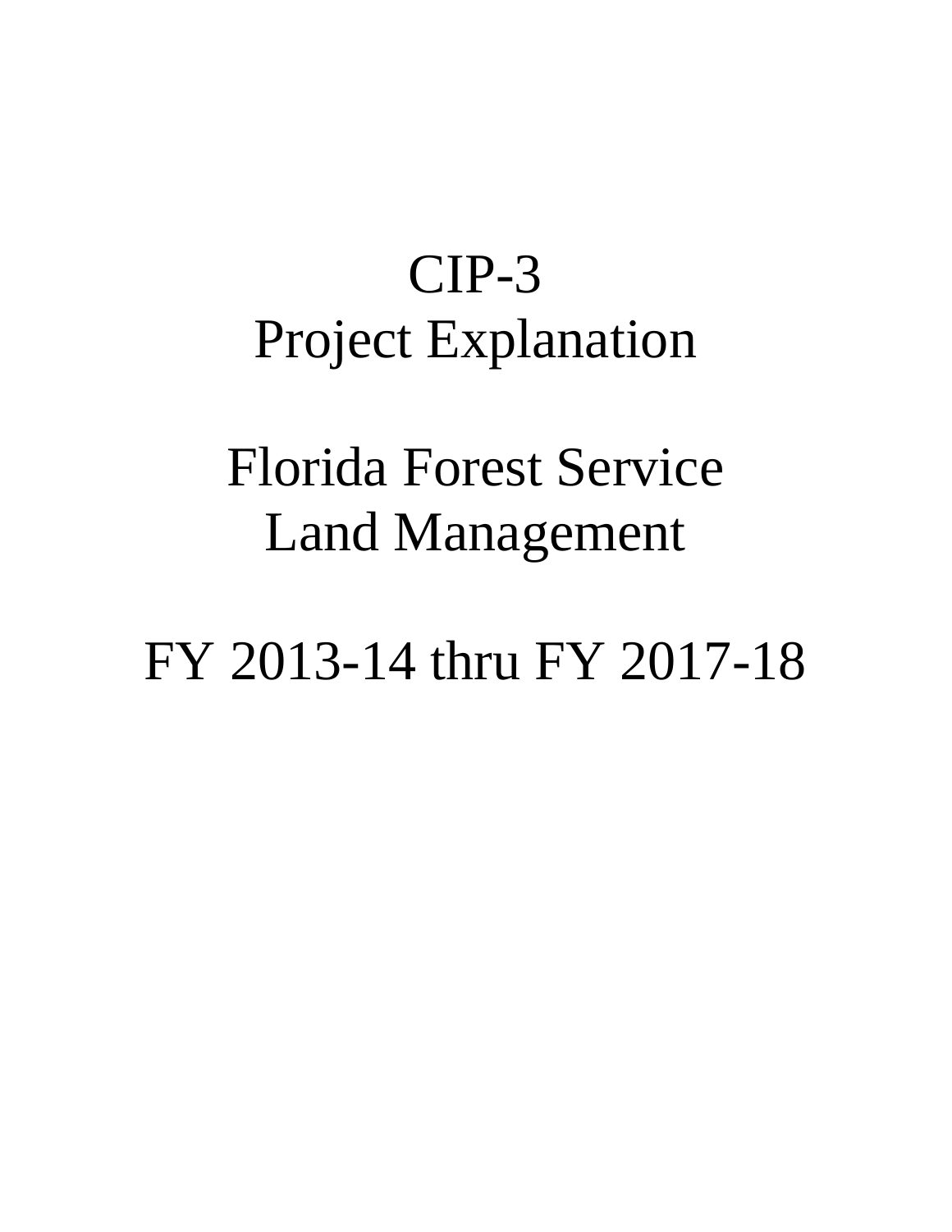# CIP-3
# Project Explanation

# Florida Forest Service
# Land Management

# FY 2013-14 thru FY 2017-18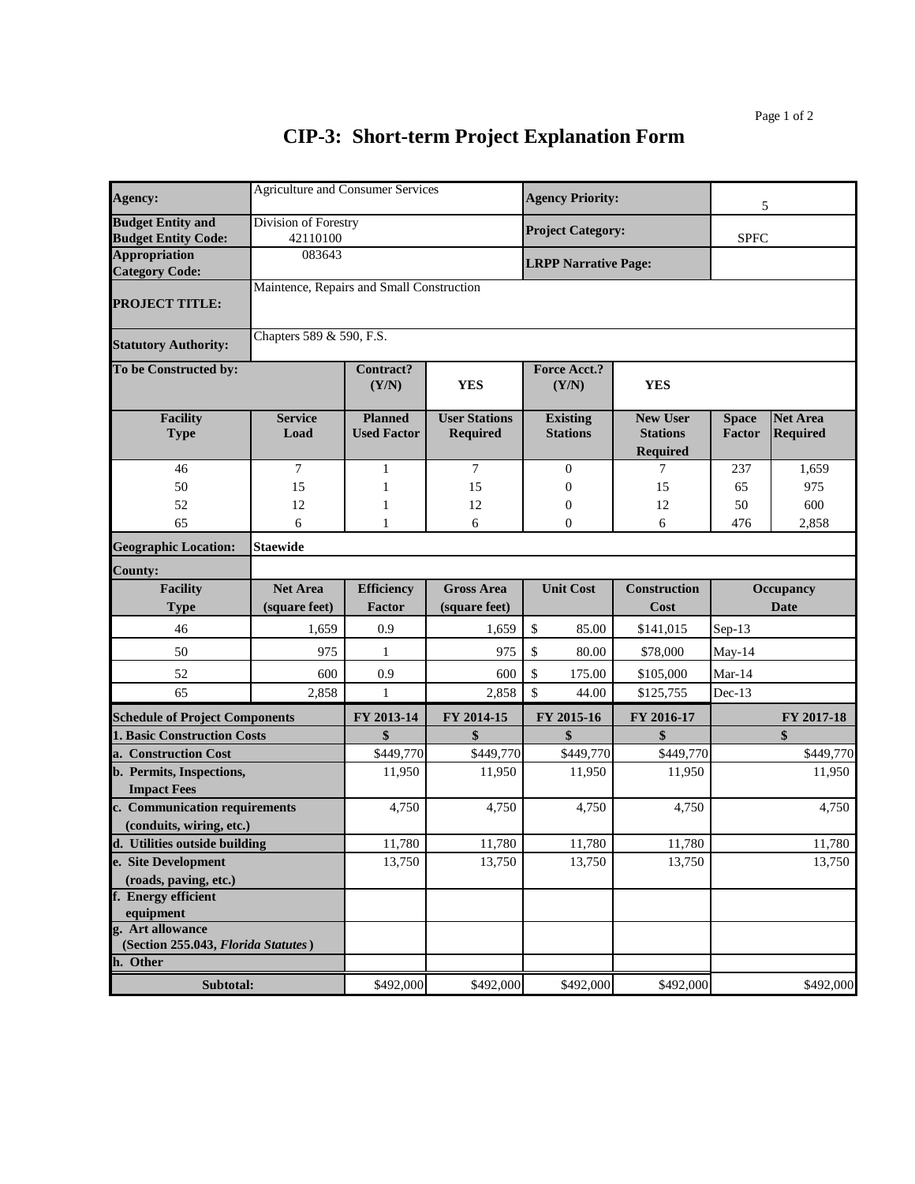# CIP-3: Short-term Project Explanation Form

| | | | | | | | |
|---|---|---|---|---|---|---|---|
| **Agency:** | Agriculture and Consumer Services | | | **Agency Priority:** | | 5 | |
| **Budget Entity and Budget Entity Code:** | Division of Forestry 42110100 | | | **Project Category:** | | SPFC | |
| **Appropriation Category Code:** | 083643 | | | **LRPP Narrative Page:** | | | |
| **PROJECT TITLE:** | Maintence, Repairs and Small Construction | | | | | | |
| **Statutory Authority:** | Chapters 589 & 590, F.S. | | | | | | |
| **To be Constructed by:** | | **Contract? (Y/N)** | **YES** | **Force Acct.? (Y/N)** | **YES** | | |

| Facility Type | Service Load | Planned Used Factor | User Stations Required | Existing Stations | New User Stations Required | Space Factor | Net Area Required |
|---|---|---|---|---|---|---|---|
| 46 | 7 | 1 | 7 | 0 | 7 | 237 | 1,659 |
| 50 | 15 | 1 | 15 | 0 | 15 | 65 | 975 |
| 52 | 12 | 1 | 12 | 0 | 12 | 50 | 600 |
| 65 | 6 | 1 | 6 | 0 | 6 | 476 | 2,858 |

**Geographic Location:** **Staewide**

**County:**

| Facility Type | Net Area (square feet) | Efficiency Factor | Gross Area (square feet) | Unit Cost | Construction Cost | Occupancy Date |
|---|---|---|---|---|---|---|
| 46 | 1,659 | 0.9 | 1,659 | $ 85.00 | $141,015 | Sep-13 |
| 50 | 975 | 1 | 975 | $ 80.00 | $78,000 | May-14 |
| 52 | 600 | 0.9 | 600 | $ 175.00 | $105,000 | Mar-14 |
| 65 | 2,858 | 1 | 2,858 | $ 44.00 | $125,755 | Dec-13 |

| Schedule of Project Components | FY 2013-14 | FY 2014-15 | FY 2015-16 | FY 2016-17 | FY 2017-18 |
|---|---|---|---|---|---|
| **1. Basic Construction Costs** | **$** | **$** | **$** | **$** | **$** |
| **a. Construction Cost** | $449,770 | $449,770 | $449,770 | $449,770 | $449,770 |
| **b. Permits, Inspections, Impact Fees** | 11,950 | 11,950 | 11,950 | 11,950 | 11,950 |
| **c. Communication requirements (conduits, wiring, etc.)** | 4,750 | 4,750 | 4,750 | 4,750 | 4,750 |
| **d. Utilities outside building** | 11,780 | 11,780 | 11,780 | 11,780 | 11,780 |
| **e. Site Development (roads, paving, etc.)** | 13,750 | 13,750 | 13,750 | 13,750 | 13,750 |
| **f. Energy efficient equipment** | | | | | |
| **g. Art allowance (Section 255.043, *Florida Statutes*)** | | | | | |
| **h. Other** | | | | | |
| **Subtotal:** | $492,000 | $492,000 | $492,000 | $492,000 | $492,000 |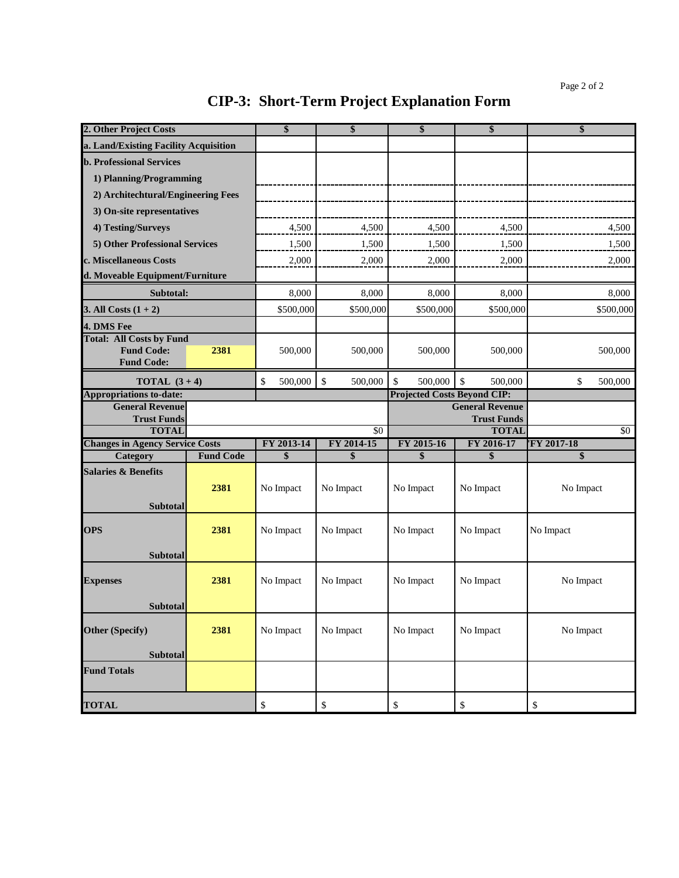# CIP-3: Short-Term Project Explanation Form

| 2. Other Project Costs | | $ | $ | $ | $ | $ |
|---|---|---|---|---|---|---|
| a. Land/Existing Facility Acquisition | | | | | | |
| b. Professional Services | | | | | | |
| 1) Planning/Programming | | | | | | |
| 2) Architechtural/Engineering Fees | | | | | | |
| 3) On-site representatives | | | | | | |
| 4) Testing/Surveys | | 4,500 | 4,500 | 4,500 | 4,500 | 4,500 |
| 5) Other Professional Services | | 1,500 | 1,500 | 1,500 | 1,500 | 1,500 |
| c. Miscellaneous Costs | | 2,000 | 2,000 | 2,000 | 2,000 | 2,000 |
| d. Moveable Equipment/Furniture | | | | | | |
| Subtotal: | | 8,000 | 8,000 | 8,000 | 8,000 | 8,000 |
| 3. All Costs (1 + 2) | | $500,000 | $500,000 | $500,000 | $500,000 | $500,000 |
| 4. DMS Fee | | | | | | |
| Total: All Costs by Fund<br>Fund Code:<br>Fund Code: | 2381 | 500,000 | 500,000 | 500,000 | 500,000 | 500,000 |
| TOTAL (3 + 4) | | $ 500,000 | $ 500,000 | $ 500,000 | $ 500,000 | $ 500,000 |
| Appropriations to-date: | | | | Projected Costs Beyond CIP: | | |
| General Revenue | | | | | General Revenue | |
| Trust Funds | | | | | Trust Funds | |
| TOTAL | | | $0 | | TOTAL | $0 |
| Changes in Agency Service Costs | | FY 2013-14 | FY 2014-15 | FY 2015-16 | FY 2016-17 | FY 2017-18 |
| Category | Fund Code | $ | $ | $ | $ | $ |
| Salaries & Benefits<br>Subtotal | 2381 | No Impact | No Impact | No Impact | No Impact | No Impact |
| OPS<br>Subtotal | 2381 | No Impact | No Impact | No Impact | No Impact | No Impact |
| Expenses<br>Subtotal | 2381 | No Impact | No Impact | No Impact | No Impact | No Impact |
| Other (Specify)<br>Subtotal | 2381 | No Impact | No Impact | No Impact | No Impact | No Impact |
| Fund Totals | | | | | | |
| TOTAL | | $ | $ | $ | $ | $ |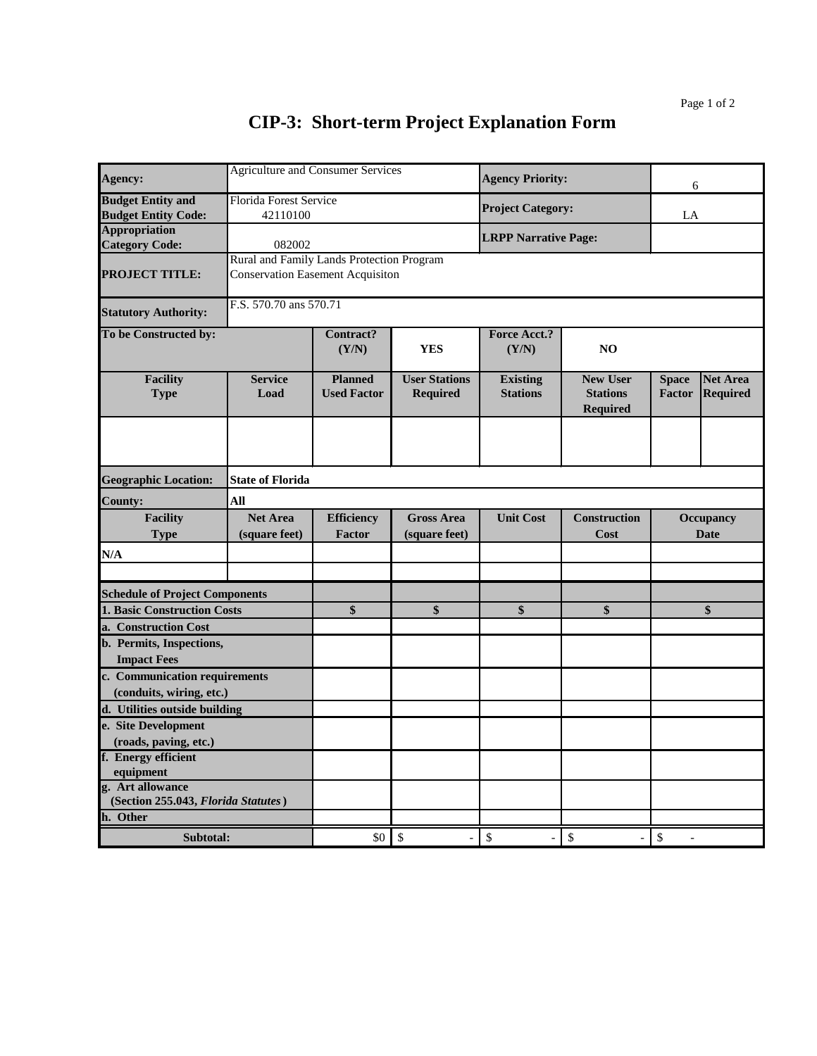# CIP-3: Short-term Project Explanation Form

| | | | | | | | |
|---|---|---|---|---|---|---|---|
| **Agency:** | Agriculture and Consumer Services | | | **Agency Priority:** | | 6 | |
| **Budget Entity and Budget Entity Code:** | Florida Forest Service 42110100 | | | **Project Category:** | | LA | |
| **Appropriation Category Code:** | 082002 | | | **LRPP Narrative Page:** | | | |
| **PROJECT TITLE:** | Rural and Family Lands Protection Program Conservation Easement Acquisiton | | | | | | |
| **Statutory Authority:** | F.S. 570.70 ans 570.71 | | | | | | |
| **To be Constructed by:** | | **Contract? (Y/N)** | **YES** | **Force Acct.? (Y/N)** | **NO** | | |
| **Facility Type** | **Service Load** | **Planned Used Factor** | **User Stations Required** | **Existing Stations** | **New User Stations Required** | **Space Factor** | **Net Area Required** |
| | | | | | | | |

| | | | | | | |
|---|---|---|---|---|---|---|
| **Geographic Location:** | **State of Florida** | | | | | |
| **County:** | **All** | | | | | |
| **Facility Type** | **Net Area (square feet)** | **Efficiency Factor** | **Gross Area (square feet)** | **Unit Cost** | **Construction Cost** | **Occupancy Date** |
| **N/A** | | | | | | |
| | | | | | | |

| **Schedule of Project Components** | | | | | |
|---|---|---|---|---|---|
| **1. Basic Construction Costs** | **$** | **$** | **$** | **$** | **$** |
| **a. Construction Cost** | | | | | |
| **b. Permits, Inspections, Impact Fees** | | | | | |
| **c. Communication requirements (conduits, wiring, etc.)** | | | | | |
| **d. Utilities outside building** | | | | | |
| **e. Site Development (roads, paving, etc.)** | | | | | |
| **f. Energy efficient equipment** | | | | | |
| **g. Art allowance (Section 255.043, *Florida Statutes*)** | | | | | |
| **h. Other** | | | | | |
| **Subtotal:** | $0 | $ - | $ - | $ - | $ - |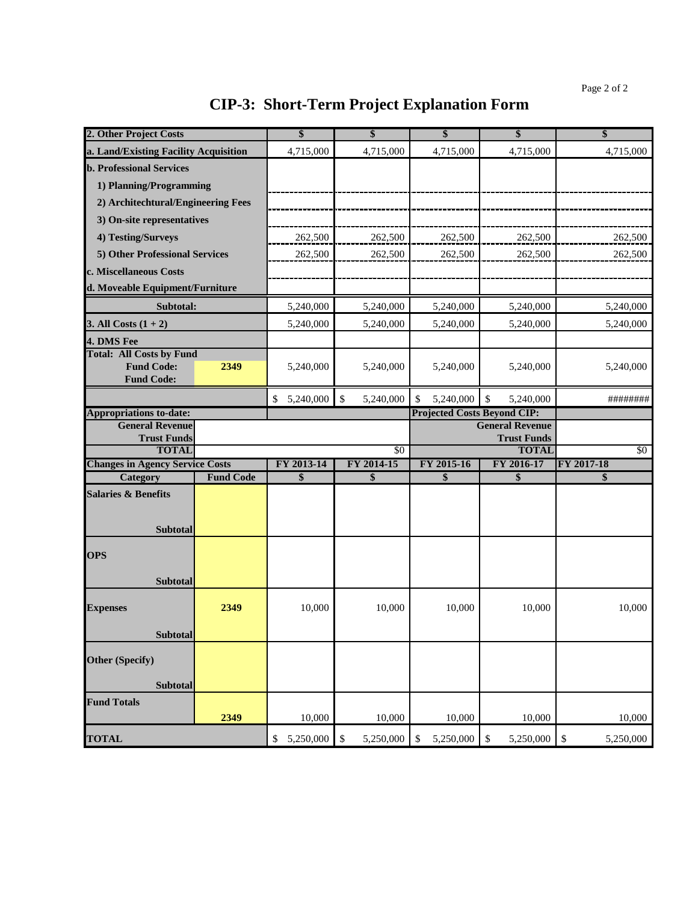# CIP-3: Short-Term Project Explanation Form

| 2. Other Project Costs | | $ | $ | $ | $ | $ |
|---|---|---|---|---|---|---|
| a. Land/Existing Facility Acquisition | | 4,715,000 | 4,715,000 | 4,715,000 | 4,715,000 | 4,715,000 |
| b. Professional Services | | | | | | |
| 1) Planning/Programming | | | | | | |
| 2) Architechtural/Engineering Fees | | | | | | |
| 3) On-site representatives | | | | | | |
| 4) Testing/Surveys | | 262,500 | 262,500 | 262,500 | 262,500 | 262,500 |
| 5) Other Professional Services | | 262,500 | 262,500 | 262,500 | 262,500 | 262,500 |
| c. Miscellaneous Costs | | | | | | |
| d. Moveable Equipment/Furniture | | | | | | |
| Subtotal: | | 5,240,000 | 5,240,000 | 5,240,000 | 5,240,000 | 5,240,000 |
| 3. All Costs (1 + 2) | | 5,240,000 | 5,240,000 | 5,240,000 | 5,240,000 | 5,240,000 |
| 4. DMS Fee | | | | | | |
| Total: All Costs by Fund<br>Fund Code:<br>Fund Code: | 2349 | 5,240,000 | 5,240,000 | 5,240,000 | 5,240,000 | 5,240,000 |
| | | $ 5,240,000 | $ 5,240,000 | $ 5,240,000 | $ 5,240,000 | ######## |
| Appropriations to-date: | | | | Projected Costs Beyond CIP: | | |
| General Revenue | | | | | General Revenue | |
| Trust Funds | | | | | Trust Funds | |
| TOTAL | | | $0 | | TOTAL | $0 |
| Changes in Agency Service Costs | | FY 2013-14 | FY 2014-15 | FY 2015-16 | FY 2016-17 | FY 2017-18 |
| Category | Fund Code | $ | $ | $ | $ | $ |
| Salaries & Benefits | | | | | | |
| Subtotal | | | | | | |
| OPS | | | | | | |
| Subtotal | | | | | | |
| Expenses | 2349 | 10,000 | 10,000 | 10,000 | 10,000 | 10,000 |
| Subtotal | | | | | | |
| Other (Specify) | | | | | | |
| Subtotal | | | | | | |
| Fund Totals | 2349 | 10,000 | 10,000 | 10,000 | 10,000 | 10,000 |
| TOTAL | | $ 5,250,000 | $ 5,250,000 | $ 5,250,000 | $ 5,250,000 | $ 5,250,000 |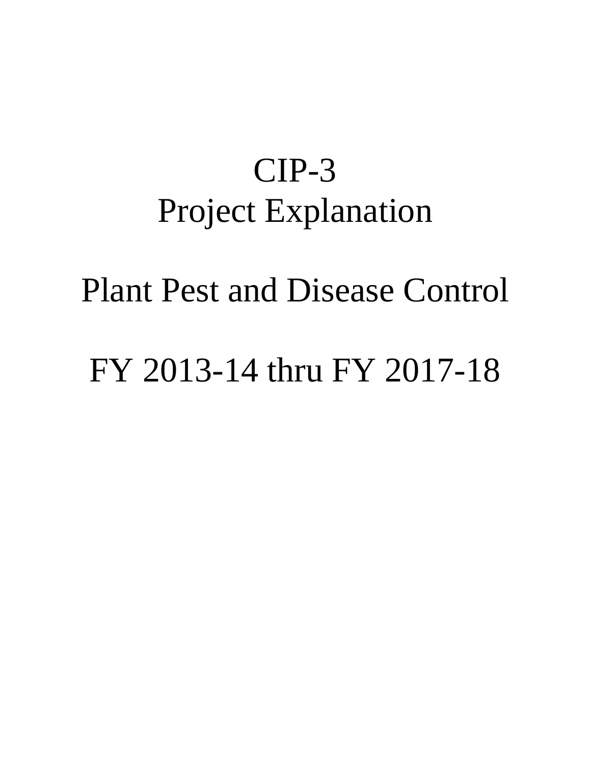# CIP-3
# Project Explanation

# Plant Pest and Disease Control

# FY 2013-14 thru FY 2017-18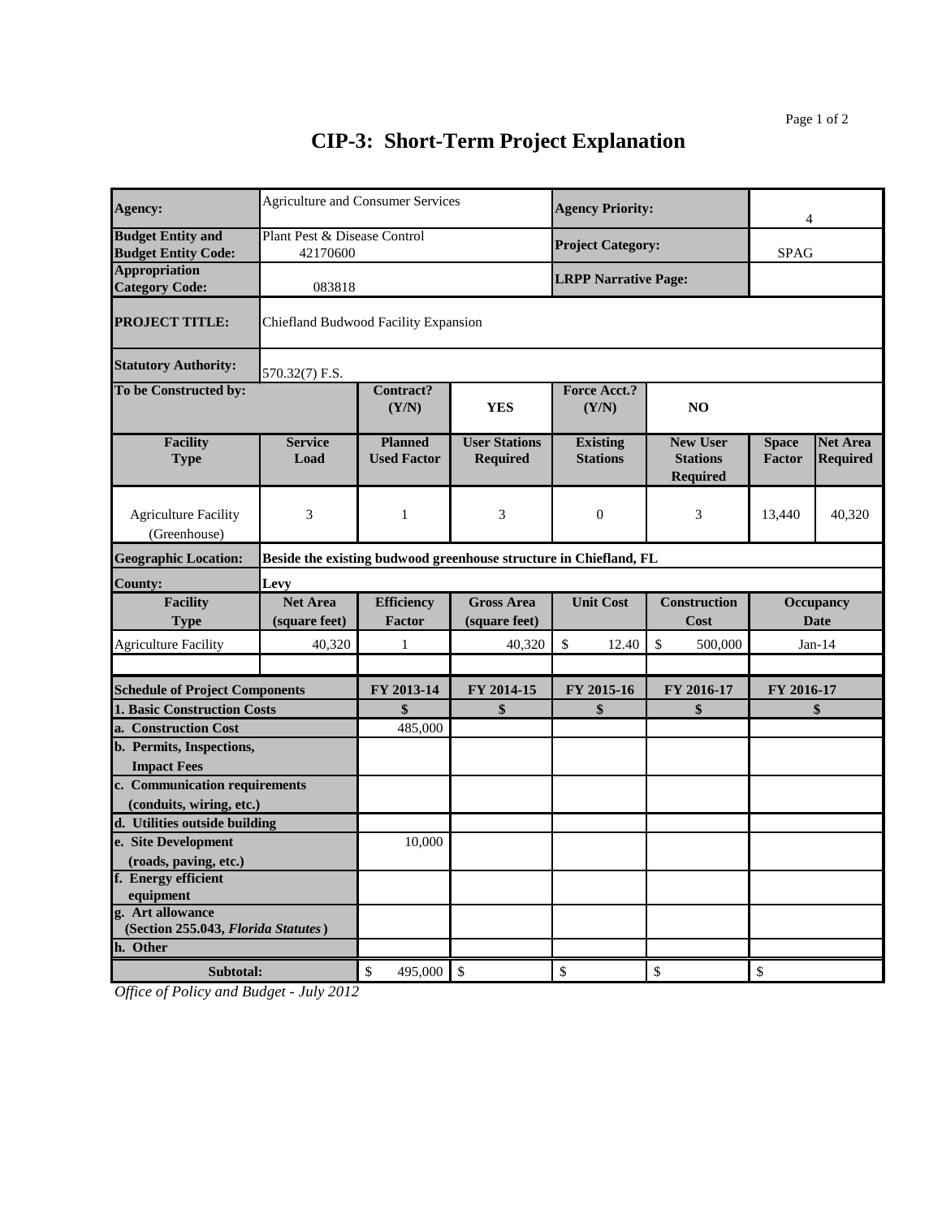# CIP-3: Short-Term Project Explanation

| | | | | | | | |
|---|---|---|---|---|---|---|---|
| **Agency:** | Agriculture and Consumer Services | | | **Agency Priority:** | | 4 | |
| **Budget Entity and Budget Entity Code:** | Plant Pest & Disease Control 42170600 | | | **Project Category:** | | SPAG | |
| **Appropriation Category Code:** | 083818 | | | **LRPP Narrative Page:** | | | |
| **PROJECT TITLE:** | Chiefland Budwood Facility Expansion | | | | | | |
| **Statutory Authority:** | 570.32(7) F.S. | | | | | | |
| **To be Constructed by:** | | **Contract? (Y/N)** | **YES** | **Force Acct.? (Y/N)** | **NO** | | |
| **Facility Type** | **Service Load** | **Planned Used Factor** | **User Stations Required** | **Existing Stations** | **New User Stations Required** | **Space Factor** | **Net Area Required** |
| Agriculture Facility (Greenhouse) | 3 | 1 | 3 | 0 | 3 | 13,440 | 40,320 |
| **Geographic Location:** | **Beside the existing budwood greenhouse structure in Chiefland, FL** | | | | | | |
| **County:** | **Levy** | | | | | | |
| **Facility Type** | **Net Area (square feet)** | **Efficiency Factor** | **Gross Area (square feet)** | **Unit Cost** | **Construction Cost** | **Occupancy Date** | |
| Agriculture Facility | 40,320 | 1 | 40,320 | $ 12.40 | $ 500,000 | Jan-14 | |

| **Schedule of Project Components** | **FY 2013-14** | **FY 2014-15** | **FY 2015-16** | **FY 2016-17** | **FY 2016-17** |
|---|---|---|---|---|---|
| **1. Basic Construction Costs** | **$** | **$** | **$** | **$** | **$** |
| **a. Construction Cost** | 485,000 | | | | |
| **b. Permits, Inspections, Impact Fees** | | | | | |
| **c. Communication requirements (conduits, wiring, etc.)** | | | | | |
| **d. Utilities outside building** | | | | | |
| **e. Site Development (roads, paving, etc.)** | 10,000 | | | | |
| **f. Energy efficient equipment** | | | | | |
| **g. Art allowance (Section 255.043, *Florida Statutes*)** | | | | | |
| **h. Other** | | | | | |
| **Subtotal:** | $ 495,000 | $ | $ | $ | $ |

*Office of Policy and Budget - July 2012*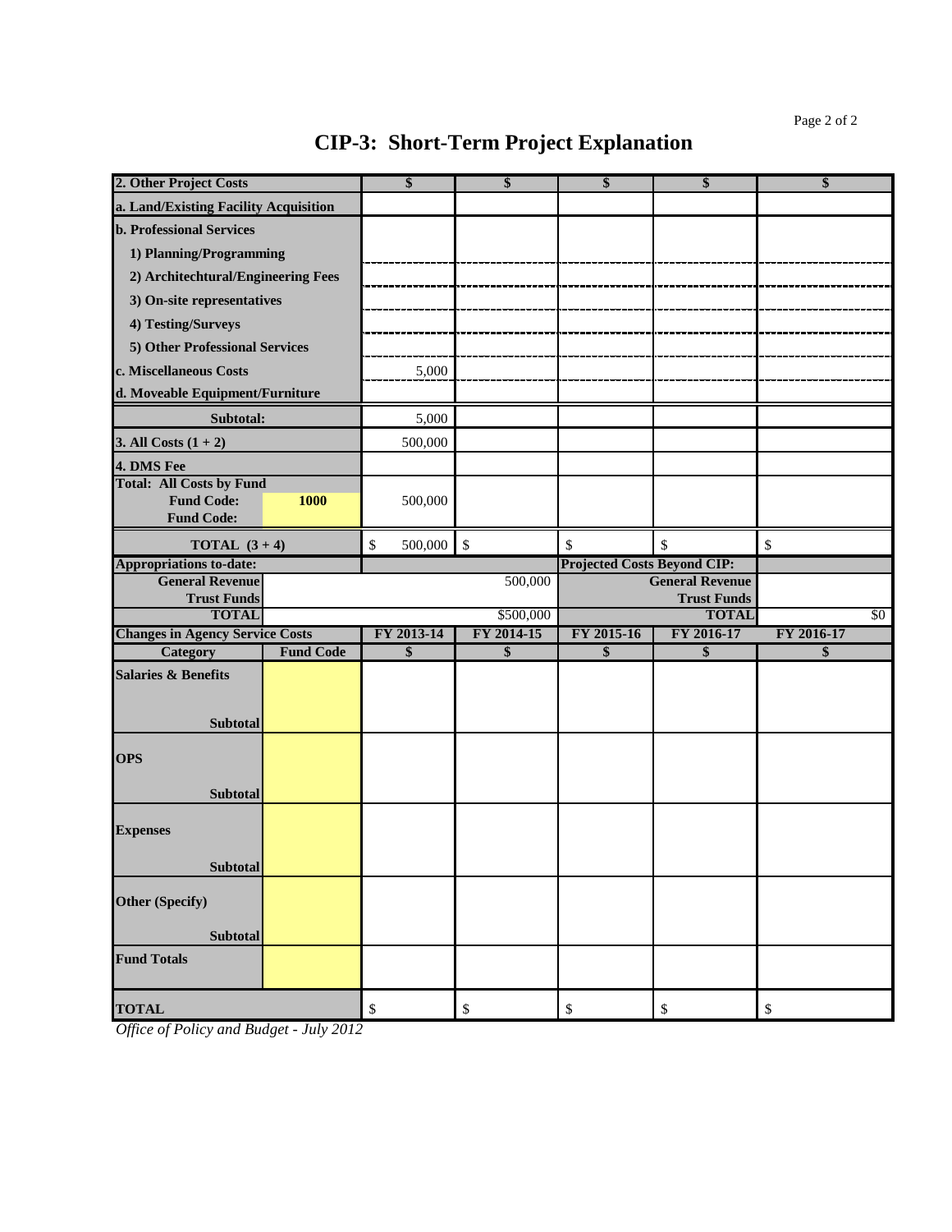# CIP-3: Short-Term Project Explanation

| 2. Other Project Costs | | $ | $ | $ | $ | $ |
|---|---|---|---|---|---|---|
| a. Land/Existing Facility Acquisition | | | | | | |
| b. Professional Services | | | | | | |
| 1) Planning/Programming | | | | | | |
| 2) Architechtural/Engineering Fees | | | | | | |
| 3) On-site representatives | | | | | | |
| 4) Testing/Surveys | | | | | | |
| 5) Other Professional Services | | | | | | |
| c. Miscellaneous Costs | | 5,000 | | | | |
| d. Moveable Equipment/Furniture | | | | | | |
| Subtotal: | | 5,000 | | | | |
| 3. All Costs (1 + 2) | | 500,000 | | | | |
| 4. DMS Fee | | | | | | |
| Total: All Costs by Fund<br>Fund Code:<br>Fund Code: | 1000 | 500,000 | | | | |
| TOTAL (3 + 4) | | $ 500,000 | $ | $ | $ | $ |

| Appropriations to-date: | | Projected Costs Beyond CIP: | |
|---|---|---|---|
| General Revenue | 500,000 | General Revenue | |
| Trust Funds | | Trust Funds | |
| TOTAL | $500,000 | TOTAL | $0 |

| Changes in Agency Service Costs | | FY 2013-14 | FY 2014-15 | FY 2015-16 | FY 2016-17 | FY 2016-17 |
|---|---|---|---|---|---|---|
| Category | Fund Code | $ | $ | $ | $ | $ |
| Salaries & Benefits | | | | | | |
| Subtotal | | | | | | |
| OPS | | | | | | |
| Subtotal | | | | | | |
| Expenses | | | | | | |
| Subtotal | | | | | | |
| Other (Specify) | | | | | | |
| Subtotal | | | | | | |
| Fund Totals | | | | | | |
| TOTAL | | $ | $ | $ | $ | $ |

*Office of Policy and Budget - July 2012*